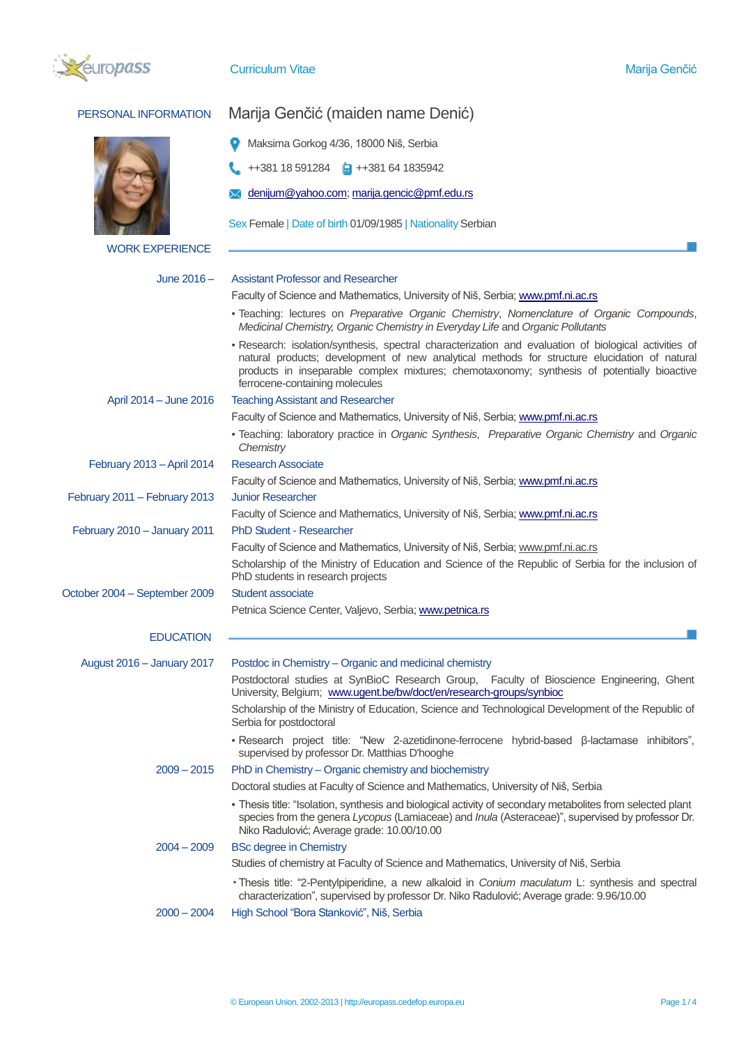# Curriculum Vitae

## PERSONAL INFORMATION

**Marija Genčić (maiden name Denić)**

Maksima Gorkog 4/36, 18000 Niš, Serbia

++381 18 591284 ++381 64 1835942

denijum@yahoo.com; marija.gencic@pmf.edu.rs

Sex Female | Date of birth 01/09/1985 | Nationality Serbian

## WORK EXPERIENCE

**June 2016 –**
**Assistant Professor and Researcher**
Faculty of Science and Mathematics, University of Niš, Serbia; www.pmf.ni.ac.rs

- Teaching: lectures on *Preparative Organic Chemistry*, *Nomenclature of Organic Compounds*, *Medicinal Chemistry, Organic Chemistry in Everyday Life* and *Organic Pollutants*
- Research: isolation/synthesis, spectral characterization and evaluation of biological activities of natural products; development of new analytical methods for structure elucidation of natural products in inseparable complex mixtures; chemotaxonomy; synthesis of potentially bioactive ferrocene-containing molecules

**April 2014 – June 2016**
**Teaching Assistant and Researcher**
Faculty of Science and Mathematics, University of Niš, Serbia; www.pmf.ni.ac.rs

- Teaching: laboratory practice in *Organic Synthesis*, *Preparative Organic Chemistry* and *Organic Chemistry*

**February 2013 – April 2014**
**Research Associate**
Faculty of Science and Mathematics, University of Niš, Serbia; www.pmf.ni.ac.rs

**February 2011 – February 2013**
**Junior Researcher**
Faculty of Science and Mathematics, University of Niš, Serbia; www.pmf.ni.ac.rs

**February 2010 – January 2011**
**PhD Student - Researcher**
Faculty of Science and Mathematics, University of Niš, Serbia; www.pmf.ni.ac.rs
Scholarship of the Ministry of Education and Science of the Republic of Serbia for the inclusion of PhD students in research projects

**October 2004 – September 2009**
**Student associate**
Petnica Science Center, Valjevo, Serbia; www.petnica.rs

## EDUCATION

**August 2016 – January 2017**
**Postdoc in Chemistry – Organic and medicinal chemistry**
Postdoctoral studies at SynBioC Research Group, Faculty of Bioscience Engineering, Ghent University, Belgium; www.ugent.be/bw/doct/en/research-groups/synbioc
Scholarship of the Ministry of Education, Science and Technological Development of the Republic of Serbia for postdoctoral

- Research project title: "New 2-azetidinone-ferrocene hybrid-based β-lactamase inhibitors", supervised by professor Dr. Matthias D'hooghe

**2009 – 2015**
**PhD in Chemistry – Organic chemistry and biochemistry**
Doctoral studies at Faculty of Science and Mathematics, University of Niš, Serbia

- Thesis title: "Isolation, synthesis and biological activity of secondary metabolites from selected plant species from the genera *Lycopus* (Lamiaceae) and *Inula* (Asteraceae)", supervised by professor Dr. Niko Radulović; Average grade: 10.00/10.00

**2004 – 2009**
**BSc degree in Chemistry**
Studies of chemistry at Faculty of Science and Mathematics, University of Niš, Serbia

- Thesis title: "2-Pentylpiperidine, a new alkaloid in *Conium maculatum* L: synthesis and spectral characterization", supervised by professor Dr. Niko Radulović; Average grade: 9.96/10.00

**2000 – 2004**
**High School "Bora Stanković", Niš, Serbia**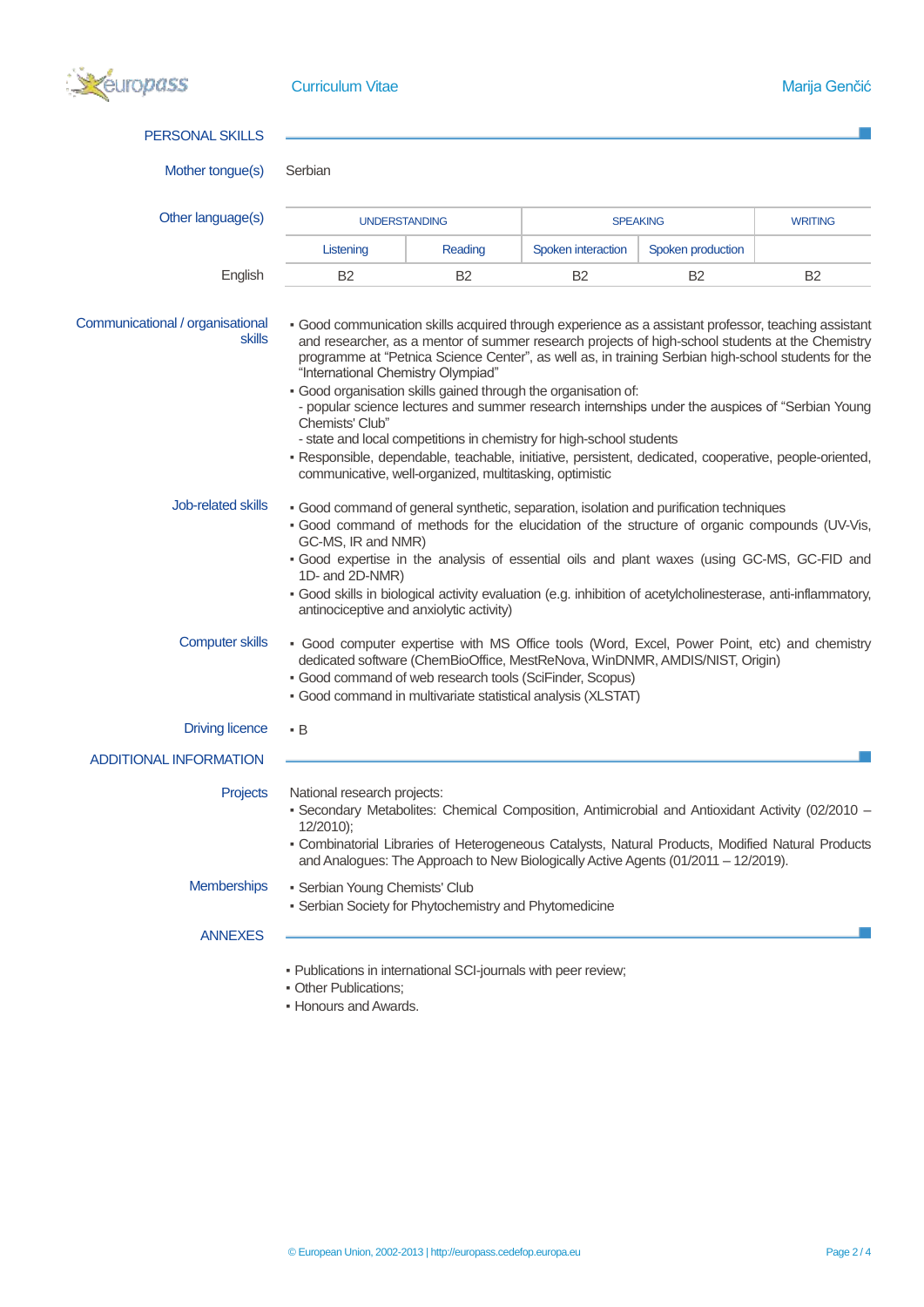## PERSONAL SKILLS

**Mother tongue(s)** Serbian

**Other language(s)**

| | UNDERSTANDING | | SPEAKING | | WRITING |
|---|---|---|---|---|---|
| | Listening | Reading | Spoken interaction | Spoken production | |
| English | B2 | B2 | B2 | B2 | B2 |

**Communicational / organisational skills**

- Good communication skills acquired through experience as a assistant professor, teaching assistant and researcher, as a mentor of summer research projects of high-school students at the Chemistry programme at "Petnica Science Center", as well as, in training Serbian high-school students for the "International Chemistry Olympiad"
- Good organisation skills gained through the organisation of:
  - popular science lectures and summer research internships under the auspices of "Serbian Young Chemists' Club"
  - state and local competitions in chemistry for high-school students
- Responsible, dependable, teachable, initiative, persistent, dedicated, cooperative, people-oriented, communicative, well-organized, multitasking, optimistic

**Job-related skills**

- Good command of general synthetic, separation, isolation and purification techniques
- Good command of methods for the elucidation of the structure of organic compounds (UV-Vis, GC-MS, IR and NMR)
- Good expertise in the analysis of essential oils and plant waxes (using GC-MS, GC-FID and 1D- and 2D-NMR)
- Good skills in biological activity evaluation (e.g. inhibition of acetylcholinesterase, anti-inflammatory, antinociceptive and anxiolytic activity)

**Computer skills**

- Good computer expertise with MS Office tools (Word, Excel, Power Point, etc) and chemistry dedicated software (ChemBioOffice, MestReNova, WinDNMR, AMDIS/NIST, Origin)
- Good command of web research tools (SciFinder, Scopus)
- Good command in multivariate statistical analysis (XLSTAT)

**Driving licence**

- B

## ADDITIONAL INFORMATION

**Projects**

National research projects:

- Secondary Metabolites: Chemical Composition, Antimicrobial and Antioxidant Activity (02/2010 – 12/2010);
- Combinatorial Libraries of Heterogeneous Catalysts, Natural Products, Modified Natural Products and Analogues: The Approach to New Biologically Active Agents (01/2011 – 12/2019).

**Memberships**

- Serbian Young Chemists' Club
- Serbian Society for Phytochemistry and Phytomedicine

## ANNEXES

- Publications in international SCI-journals with peer review;
- Other Publications;
- Honours and Awards.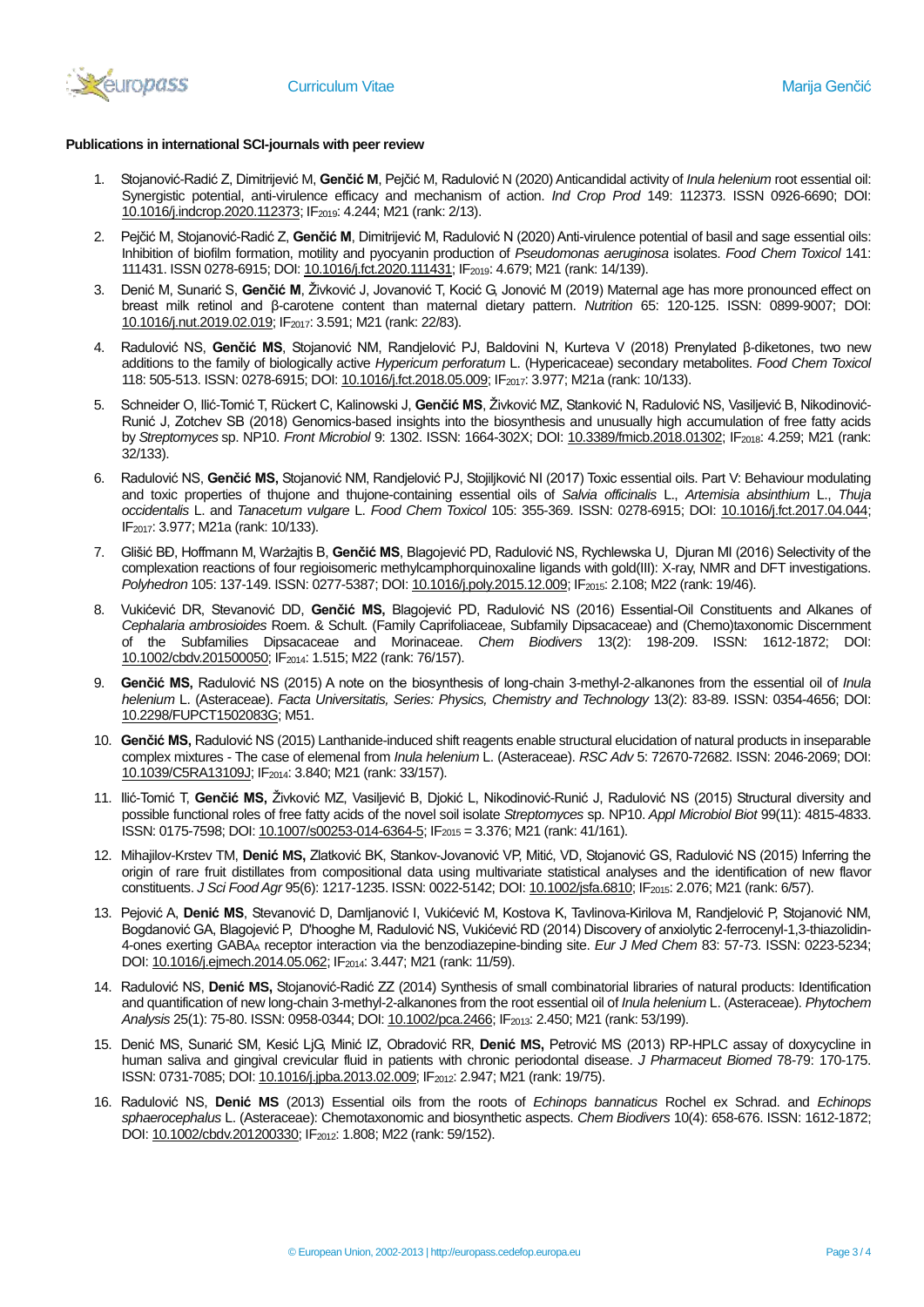**Publications in international SCI-journals with peer review**

1. Stojanović-Radić Z, Dimitrijević M, **Genčić M**, Pejčić M, Radulović N (2020) Anticandidal activity of *Inula helenium* root essential oil: Synergistic potential, anti-virulence efficacy and mechanism of action. *Ind Crop Prod* 149: 112373. ISSN 0926-6690; DOI: 10.1016/j.indcrop.2020.112373; $IF_{2019}$: 4.244; M21 (rank: 2/13).

2. Pejčić M, Stojanović-Radić Z, **Genčić M**, Dimitrijević M, Radulović N (2020) Anti-virulence potential of basil and sage essential oils: Inhibition of biofilm formation, motility and pyocyanin production of *Pseudomonas aeruginosa* isolates. *Food Chem Toxicol* 141: 111431. ISSN 0278-6915; DOI: 10.1016/j.fct.2020.111431; $IF_{2019}$: 4.679; M21 (rank: 14/139).

3. Denić M, Sunarić S, **Genčić M**, Živković J, Jovanović T, Kocić G, Jonović M (2019) Maternal age has more pronounced effect on breast milk retinol and β-carotene content than maternal dietary pattern. *Nutrition* 65: 120-125. ISSN: 0899-9007; DOI: 10.1016/j.nut.2019.02.019; $IF_{2017}$: 3.591; M21 (rank: 22/83).

4. Radulović NS, **Genčić MS**, Stojanović NM, Randjelović PJ, Baldovini N, Kurteva V (2018) Prenylated β-diketones, two new additions to the family of biologically active *Hypericum perforatum* L. (Hypericaceae) secondary metabolites. *Food Chem Toxicol* 118: 505-513. ISSN: 0278-6915; DOI: 10.1016/j.fct.2018.05.009; $IF_{2017}$: 3.977; M21a (rank: 10/133).

5. Schneider O, Ilić-Tomić T, Rückert C, Kalinowski J, **Genčić MS**, Živković MZ, Stanković N, Radulović NS, Vasiljević B, Nikodinović-Runić J, Zotchev SB (2018) Genomics-based insights into the biosynthesis and unusually high accumulation of free fatty acids by *Streptomyces* sp. NP10. *Front Microbiol* 9: 1302. ISSN: 1664-302X; DOI: 10.3389/fmicb.2018.01302; $IF_{2018}$: 4.259; M21 (rank: 32/133).

6. Radulović NS, **Genčić MS,** Stojanović NM, Randjelović PJ, Stojiljković NI (2017) Toxic essential oils. Part V: Behaviour modulating and toxic properties of thujone and thujone-containing essential oils of *Salvia officinalis* L., *Artemisia absinthium* L., *Thuja occidentalis* L. and *Tanacetum vulgare* L. *Food Chem Toxicol* 105: 355-369. ISSN: 0278-6915; DOI: 10.1016/j.fct.2017.04.044; $IF_{2017}$: 3.977; M21a (rank: 10/133).

7. Glišić BĐ, Hoffmann M, Warżajtis B, **Genčić MS**, Blagojević PD, Radulović NS, Rychlewska U, Djuran MI (2016) Selectivity of the complexation reactions of four regioisomeric methylcamphorquinoxaline ligands with gold(III): X-ray, NMR and DFT investigations. *Polyhedron* 105: 137-149. ISSN: 0277-5387; DOI: 10.1016/j.poly.2015.12.009; $IF_{2015}$: 2.108; M22 (rank: 19/46).

8. Vukićević DR, Stevanović DD, **Genčić MS,** Blagojević PD, Radulović NS (2016) Essential-Oil Constituents and Alkanes of *Cephalaria ambrosioides* Roem. & Schult. (Family Caprifoliaceae, Subfamily Dipsacaceae) and (Chemo)taxonomic Discernment of the Subfamilies Dipsacaceae and Morinaceae. *Chem Biodivers* 13(2): 198-209. ISSN: 1612-1872; DOI: 10.1002/cbdv.201500050; $IF_{2014}$: 1.515; M22 (rank: 76/157).

9. **Genčić MS,** Radulović NS (2015) A note on the biosynthesis of long-chain 3-methyl-2-alkanones from the essential oil of *Inula helenium* L. (Asteraceae). *Facta Universitatis, Series: Physics, Chemistry and Technology* 13(2): 83-89. ISSN: 0354-4656; DOI: 10.2298/FUPCT1502083G; M51.

10. **Genčić MS,** Radulović NS (2015) Lanthanide-induced shift reagents enable structural elucidation of natural products in inseparable complex mixtures - The case of elemenal from *Inula helenium* L. (Asteraceae). *RSC Adv* 5: 72670-72682. ISSN: 2046-2069; DOI: 10.1039/C5RA13109J; $IF_{2014}$: 3.840; M21 (rank: 33/157).

11. Ilić-Tomić T, **Genčić MS,** Živković MZ, Vasiljević B, Djokić L, Nikodinović-Runić J, Radulović NS (2015) Structural diversity and possible functional roles of free fatty acids of the novel soil isolate *Streptomyces* sp. NP10. *Appl Microbiol Biot* 99(11): 4815-4833. ISSN: 0175-7598; DOI: 10.1007/s00253-014-6364-5; $IF_{2015}$ = 3.376; M21 (rank: 41/161).

12. Mihajilov-Krstev TM, **Denić MS,** Zlatković BK, Stankov-Jovanović VP, Mitić, VD, Stojanović GS, Radulović NS (2015) Inferring the origin of rare fruit distillates from compositional data using multivariate statistical analyses and the identification of new flavor constituents. *J Sci Food Agr* 95(6): 1217-1235. ISSN: 0022-5142; DOI: 10.1002/jsfa.6810; $IF_{2015}$: 2.076; M21 (rank: 6/57).

13. Pejović A, **Denić MS**, Stevanović D, Damljanović I, Vukićević M, Kostova K, Tavlinova-Kirilova M, Randjelović P, Stojanović NM, Bogdanović GA, Blagojević P, D'hooghe M, Radulović NS, Vukićević RD (2014) Discovery of anxiolytic 2-ferrocenyl-1,3-thiazolidin-4-ones exerting $GABA_A$ receptor interaction via the benzodiazepine-binding site. *Eur J Med Chem* 83: 57-73. ISSN: 0223-5234; DOI: 10.1016/j.ejmech.2014.05.062; $IF_{2014}$: 3.447; M21 (rank: 11/59).

14. Radulović NS, **Denić MS,** Stojanović-Radić ZZ (2014) Synthesis of small combinatorial libraries of natural products: Identification and quantification of new long-chain 3-methyl-2-alkanones from the root essential oil of *Inula helenium* L. (Asteraceae). *Phytochem Analysis* 25(1): 75-80. ISSN: 0958-0344; DOI: 10.1002/pca.2466; $IF_{2013}$: 2.450; M21 (rank: 53/199).

15. Denić MS, Sunarić SM, Kesić LjG, Minić IZ, Obradović RR, **Denić MS,** Petrović MS (2013) RP-HPLC assay of doxycycline in human saliva and gingival crevicular fluid in patients with chronic periodontal disease. *J Pharmaceut Biomed* 78-79: 170-175. ISSN: 0731-7085; DOI: 10.1016/j.jpba.2013.02.009; $IF_{2012}$: 2.947; M21 (rank: 19/75).

16. Radulović NS, **Denić MS** (2013) Essential oils from the roots of *Echinops bannaticus* Rochel ex Schrad. and *Echinops sphaerocephalus* L. (Asteraceae): Chemotaxonomic and biosynthetic aspects. *Chem Biodivers* 10(4): 658-676. ISSN: 1612-1872; DOI: 10.1002/cbdv.201200330; $IF_{2012}$: 1.808; M22 (rank: 59/152).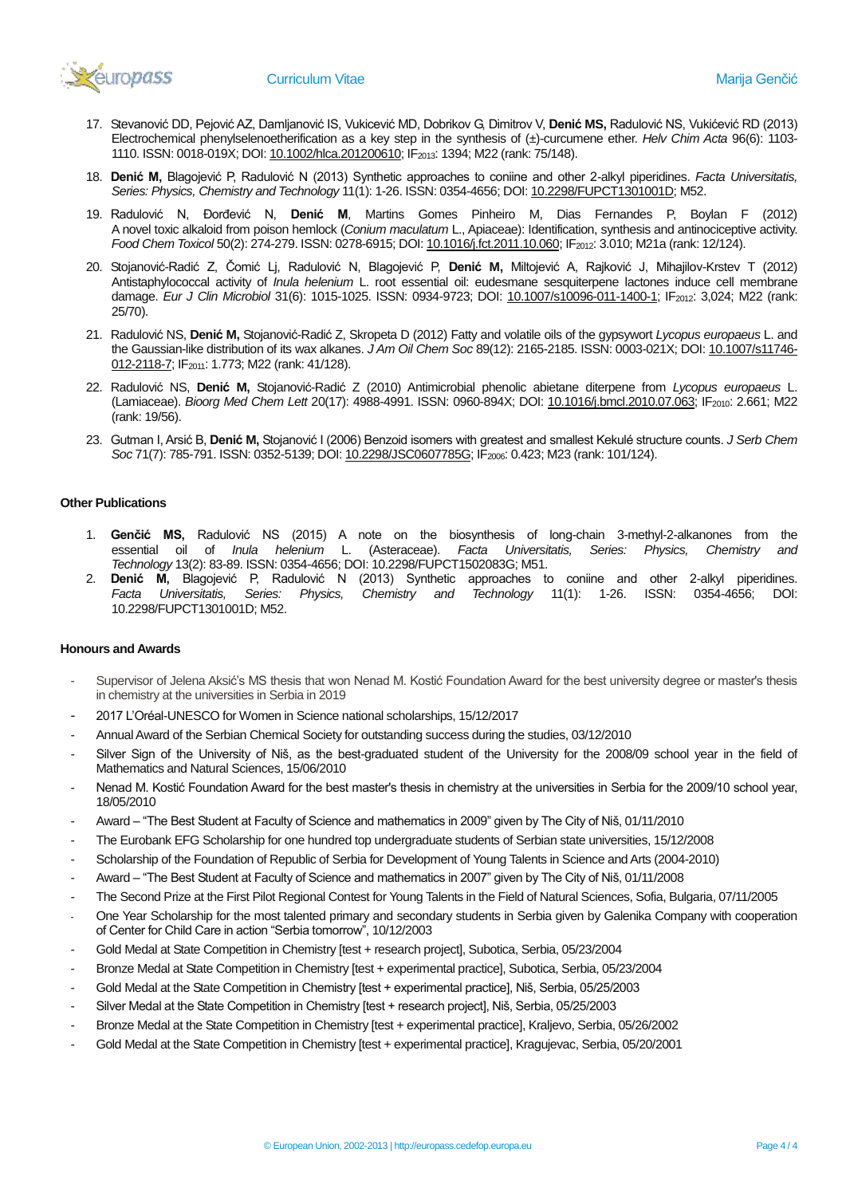17. Stevanović DD, Pejović AZ, Damljanović IS, Vukicević MD, Dobrikov G, Dimitrov V, **Denić MS,** Radulović NS, Vukićević RD (2013) Electrochemical phenylselenoetherification as a key step in the synthesis of (±)-curcumene ether. *Helv Chim Acta* 96(6): 1103-1110. ISSN: 0018-019X; DOI: 10.1002/hlca.201200610; $IF_{2013}$: 1394; M22 (rank: 75/148).

18. **Denić M,** Blagojević P, Radulović N (2013) Synthetic approaches to coniine and other 2-alkyl piperidines. *Facta Universitatis, Series: Physics, Chemistry and Technology* 11(1): 1-26. ISSN: 0354-4656; DOI: 10.2298/FUPCT1301001D; M52.

19. Radulović N, Đorđević N, **Denić M**, Martins Gomes Pinheiro M, Dias Fernandes P, Boylan F (2012) A novel toxic alkaloid from poison hemlock (*Conium maculatum* L., Apiaceae): Identification, synthesis and antinociceptive activity. *Food Chem Toxicol* 50(2): 274-279. ISSN: 0278-6915; DOI: 10.1016/j.fct.2011.10.060; $IF_{2012}$: 3.010; M21a (rank: 12/124).

20. Stojanović-Radić Z, Čomić Lj, Radulović N, Blagojević P, **Denić M,** Miltojević A, Rajković J, Mihajilov-Krstev T (2012) Antistaphylococcal activity of *Inula helenium* L. root essential oil: eudesmane sesquiterpene lactones induce cell membrane damage. *Eur J Clin Microbiol* 31(6): 1015-1025. ISSN: 0934-9723; DOI: 10.1007/s10096-011-1400-1; $IF_{2012}$: 3,024; M22 (rank: 25/70).

21. Radulović NS, **Denić M,** Stojanović-Radić Z, Skropeta D (2012) Fatty and volatile oils of the gypsywort *Lycopus europaeus* L. and the Gaussian-like distribution of its wax alkanes. *J Am Oil Chem Soc* 89(12): 2165-2185. ISSN: 0003-021X; DOI: 10.1007/s11746-012-2118-7; $IF_{2011}$: 1.773; M22 (rank: 41/128).

22. Radulović NS, **Denić M,** Stojanović-Radić Z (2010) Antimicrobial phenolic abietane diterpene from *Lycopus europaeus* L. (Lamiaceae). *Bioorg Med Chem Lett* 20(17): 4988-4991. ISSN: 0960-894X; DOI: 10.1016/j.bmcl.2010.07.063; $IF_{2010}$: 2.661; M22 (rank: 19/56).

23. Gutman I, Arsić B, **Denić M,** Stojanović I (2006) Benzoid isomers with greatest and smallest Kekulé structure counts. *J Serb Chem Soc* 71(7): 785-791. ISSN: 0352-5139; DOI: 10.2298/JSC0607785G; $IF_{2006}$: 0.423; M23 (rank: 101/124).

### Other Publications

1. **Genčić MS,** Radulović NS (2015) A note on the biosynthesis of long-chain 3-methyl-2-alkanones from the essential oil of *Inula helenium* L. (Asteraceae). *Facta Universitatis, Series: Physics, Chemistry and Technology* 13(2): 83-89. ISSN: 0354-4656; DOI: 10.2298/FUPCT1502083G; M51.
2. **Denić M,** Blagojević P, Radulović N (2013) Synthetic approaches to coniine and other 2-alkyl piperidines. *Facta Universitatis, Series: Physics, Chemistry and Technology* 11(1): 1-26. ISSN: 0354-4656; DOI: 10.2298/FUPCT1301001D; M52.

### Honours and Awards

- Supervisor of Jelena Aksić's MS thesis that won Nenad M. Kostić Foundation Award for the best university degree or master's thesis in chemistry at the universities in Serbia in 2019
- 2017 L'Oréal-UNESCO for Women in Science national scholarships, 15/12/2017
- Annual Award of the Serbian Chemical Society for outstanding success during the studies, 03/12/2010
- Silver Sign of the University of Niš, as the best-graduated student of the University for the 2008/09 school year in the field of Mathematics and Natural Sciences, 15/06/2010
- Nenad M. Kostić Foundation Award for the best master's thesis in chemistry at the universities in Serbia for the 2009/10 school year, 18/05/2010
- Award – "The Best Student at Faculty of Science and mathematics in 2009" given by The City of Niš, 01/11/2010
- The Eurobank EFG Scholarship for one hundred top undergraduate students of Serbian state universities, 15/12/2008
- Scholarship of the Foundation of Republic of Serbia for Development of Young Talents in Science and Arts (2004-2010)
- Award – "The Best Student at Faculty of Science and mathematics in 2007" given by The City of Niš, 01/11/2008
- The Second Prize at the First Pilot Regional Contest for Young Talents in the Field of Natural Sciences, Sofia, Bulgaria, 07/11/2005
- One Year Scholarship for the most talented primary and secondary students in Serbia given by Galenika Company with cooperation of Center for Child Care in action "Serbia tomorrow", 10/12/2003
- Gold Medal at State Competition in Chemistry [test + research project], Subotica, Serbia, 05/23/2004
- Bronze Medal at State Competition in Chemistry [test + experimental practice], Subotica, Serbia, 05/23/2004
- Gold Medal at the State Competition in Chemistry [test + experimental practice], Niš, Serbia, 05/25/2003
- Silver Medal at the State Competition in Chemistry [test + research project], Niš, Serbia, 05/25/2003
- Bronze Medal at the State Competition in Chemistry [test + experimental practice], Kraljevo, Serbia, 05/26/2002
- Gold Medal at the State Competition in Chemistry [test + experimental practice], Kragujevac, Serbia, 05/20/2001